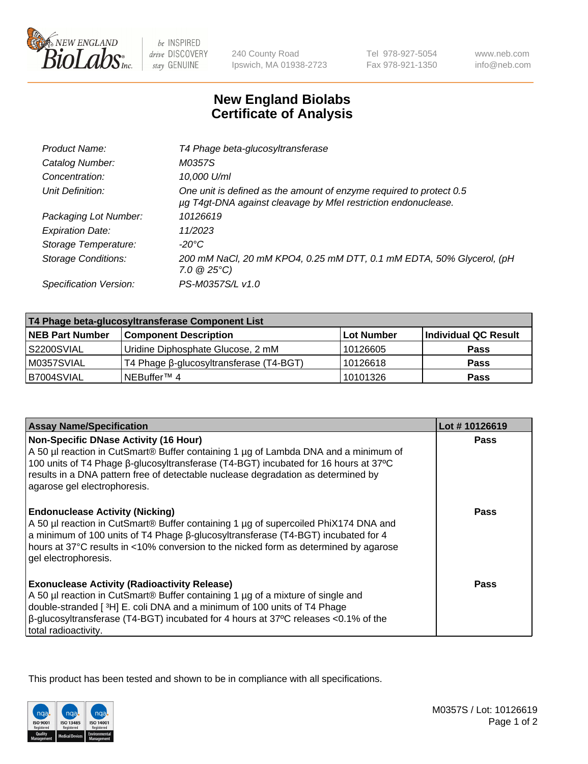# New England Biolabs Certificate of Analysis

| | |
|---|---|
| *Product Name:* | *T4 Phage beta-glucosyltransferase* |
| *Catalog Number:* | *M0357S* |
| *Concentration:* | *10,000 U/ml* |
| *Unit Definition:* | *One unit is defined as the amount of enzyme required to protect 0.5 µg T4gt-DNA against cleavage by MfeI restriction endonuclease.* |
| *Packaging Lot Number:* | *10126619* |
| *Expiration Date:* | *11/2023* |
| *Storage Temperature:* | *-20°C* |
| *Storage Conditions:* | *200 mM NaCl, 20 mM KPO4, 0.25 mM DTT, 0.1 mM EDTA, 50% Glycerol, (pH 7.0 @ 25°C)* |
| *Specification Version:* | *PS-M0357S/L v1.0* |

| T4 Phage beta-glucosyltransferase Component List | | | |
|---|---|---|---|
| **NEB Part Number** | **Component Description** | **Lot Number** | **Individual QC Result** |
| S2200SVIAL | Uridine Diphosphate Glucose, 2 mM | 10126605 | **Pass** |
| M0357SVIAL | T4 Phage β-glucosyltransferase (T4-BGT) | 10126618 | **Pass** |
| B7004SVIAL | NEBuffer™ 4 | 10101326 | **Pass** |

| Assay Name/Specification | Lot # 10126619 |
|---|---|
| **Non-Specific DNase Activity (16 Hour)**<br>A 50 µl reaction in CutSmart® Buffer containing 1 µg of Lambda DNA and a minimum of 100 units of T4 Phage β-glucosyltransferase (T4-BGT) incubated for 16 hours at 37ºC results in a DNA pattern free of detectable nuclease degradation as determined by agarose gel electrophoresis. | **Pass** |
| **Endonuclease Activity (Nicking)**<br>A 50 µl reaction in CutSmart® Buffer containing 1 µg of supercoiled PhiX174 DNA and a minimum of 100 units of T4 Phage β-glucosyltransferase (T4-BGT) incubated for 4 hours at 37°C results in <10% conversion to the nicked form as determined by agarose gel electrophoresis. | **Pass** |
| **Exonuclease Activity (Radioactivity Release)**<br>A 50 µl reaction in CutSmart® Buffer containing 1 µg of a mixture of single and double-stranded [ $^{3}$H] E. coli DNA and a minimum of 100 units of T4 Phage β-glucosyltransferase (T4-BGT) incubated for 4 hours at 37ºC releases <0.1% of the total radioactivity. | **Pass** |

This product has been tested and shown to be in compliance with all specifications.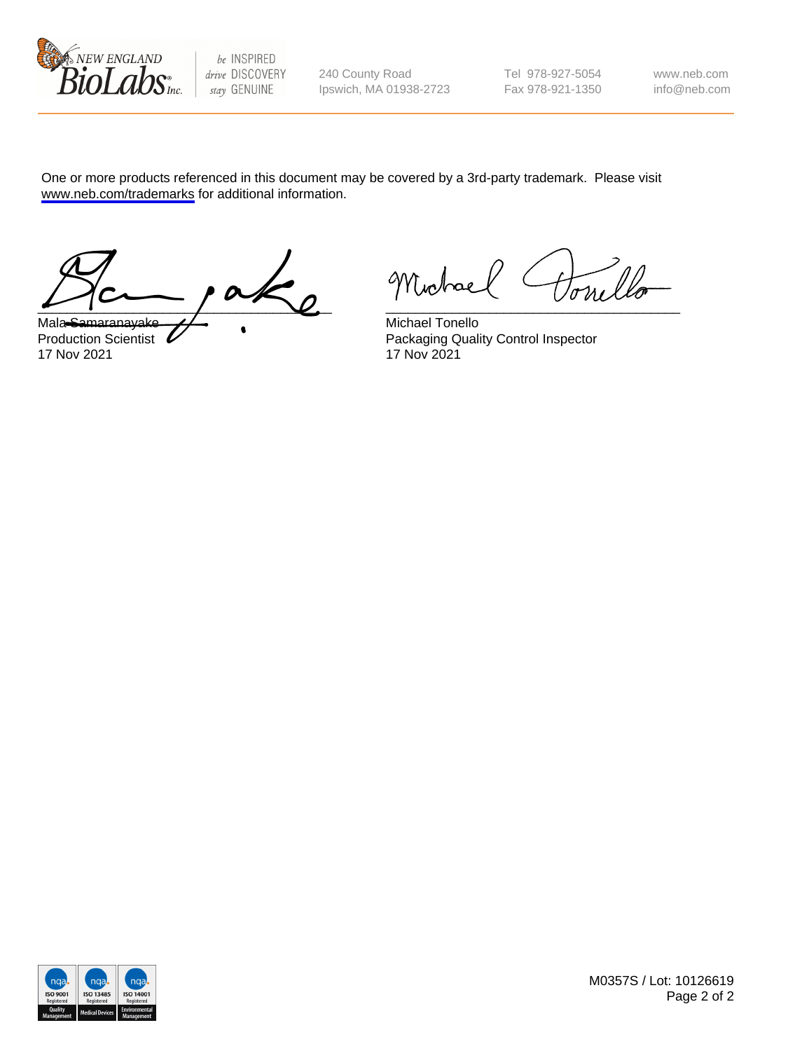One or more products referenced in this document may be covered by a 3rd-party trademark. Please visit www.neb.com/trademarks for additional information.

Mala Samaranayake
Production Scientist
17 Nov 2021

Michael Tonello
Packaging Quality Control Inspector
17 Nov 2021

M0357S / Lot: 10126619